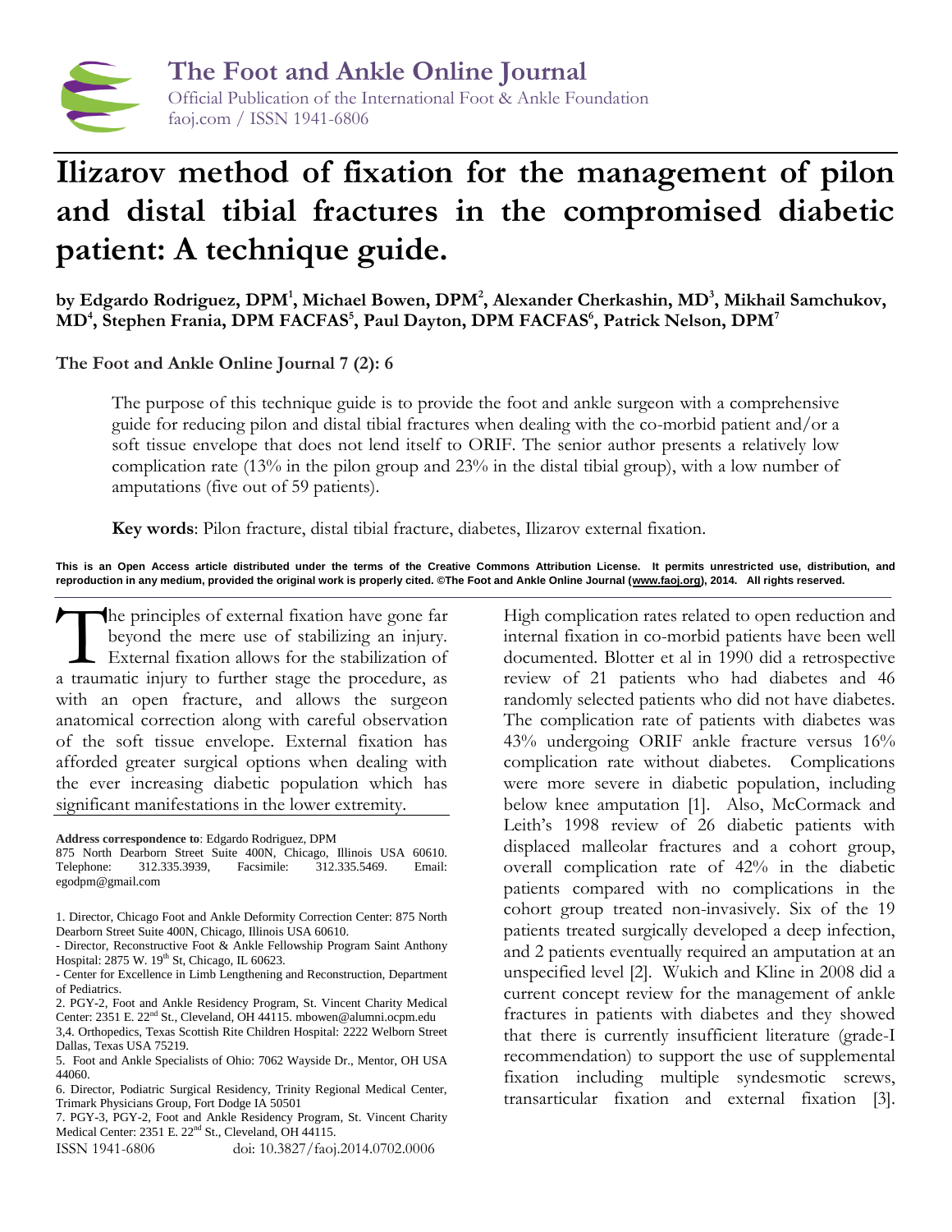# Ilizarov method of fixation for the management of pilon and distal tibial fractures in the compromised diabetic patient: A technique guide.

**by Edgardo Rodriguez, DPM[1], Michael Bowen, DPM[2], Alexander Cherkashin, MD[3], Mikhail Samchukov, MD[4], Stephen Frania, DPM FACFAS[5], Paul Dayton, DPM FACFAS[6], Patrick Nelson, DPM[7]**

**The Foot and Ankle Online Journal 7 (2): 6**

The purpose of this technique guide is to provide the foot and ankle surgeon with a comprehensive guide for reducing pilon and distal tibial fractures when dealing with the co-morbid patient and/or a soft tissue envelope that does not lend itself to ORIF. The senior author presents a relatively low complication rate (13% in the pilon group and 23% in the distal tibial group), with a low number of amputations (five out of 59 patients).

**Key words**: Pilon fracture, distal tibial fracture, diabetes, Ilizarov external fixation.

**This is an Open Access article distributed under the terms of the Creative Commons Attribution License. It permits unrestricted use, distribution, and reproduction in any medium, provided the original work is properly cited. ©The Foot and Ankle Online Journal (www.faoj.org), 2014. All rights reserved.**

The principles of external fixation have gone far beyond the mere use of stabilizing an injury. External fixation allows for the stabilization of a traumatic injury to further stage the procedure, as with an open fracture, and allows the surgeon anatomical correction along with careful observation of the soft tissue envelope. External fixation has afforded greater surgical options when dealing with the ever increasing diabetic population which has significant manifestations in the lower extremity.

High complication rates related to open reduction and internal fixation in co-morbid patients have been well documented. Blotter et al in 1990 did a retrospective review of 21 patients who had diabetes and 46 randomly selected patients who did not have diabetes. The complication rate of patients with diabetes was 43% undergoing ORIF ankle fracture versus 16% complication rate without diabetes. Complications were more severe in diabetic population, including below knee amputation [1]. Also, McCormack and Leith's 1998 review of 26 diabetic patients with displaced malleolar fractures and a cohort group, overall complication rate of 42% in the diabetic patients compared with no complications in the cohort group treated non-invasively. Six of the 19 patients treated surgically developed a deep infection, and 2 patients eventually required an amputation at an unspecified level [2]. Wukich and Kline in 2008 did a current concept review for the management of ankle fractures in patients with diabetes and they showed that there is currently insufficient literature (grade-I recommendation) to support the use of supplemental fixation including multiple syndesmotic screws, transarticular fixation and external fixation [3].

---

**Address correspondence to**: Edgardo Rodriguez, DPM
875 North Dearborn Street Suite 400N, Chicago, Illinois USA 60610. Telephone: 312.335.3939, Facsimile: 312.335.5469. Email: egodpm@gmail.com

1. Director, Chicago Foot and Ankle Deformity Correction Center: 875 North Dearborn Street Suite 400N, Chicago, Illinois USA 60610.
- Director, Reconstructive Foot & Ankle Fellowship Program Saint Anthony Hospital: 2875 W. 19th St, Chicago, IL 60623.
- Center for Excellence in Limb Lengthening and Reconstruction, Department of Pediatrics.
2. PGY-2, Foot and Ankle Residency Program, St. Vincent Charity Medical Center: 2351 E. 22nd St., Cleveland, OH 44115. mbowen@alumni.ocpm.edu
3,4. Orthopedics, Texas Scottish Rite Children Hospital: 2222 Welborn Street Dallas, Texas USA 75219.
5. Foot and Ankle Specialists of Ohio: 7062 Wayside Dr., Mentor, OH USA 44060.
6. Director, Podiatric Surgical Residency, Trinity Regional Medical Center, Trimark Physicians Group, Fort Dodge IA 50501
7. PGY-3, PGY-2, Foot and Ankle Residency Program, St. Vincent Charity Medical Center: 2351 E. 22nd St., Cleveland, OH 44115.

ISSN 1941-6806 doi: 10.3827/faoj.2014.0702.0006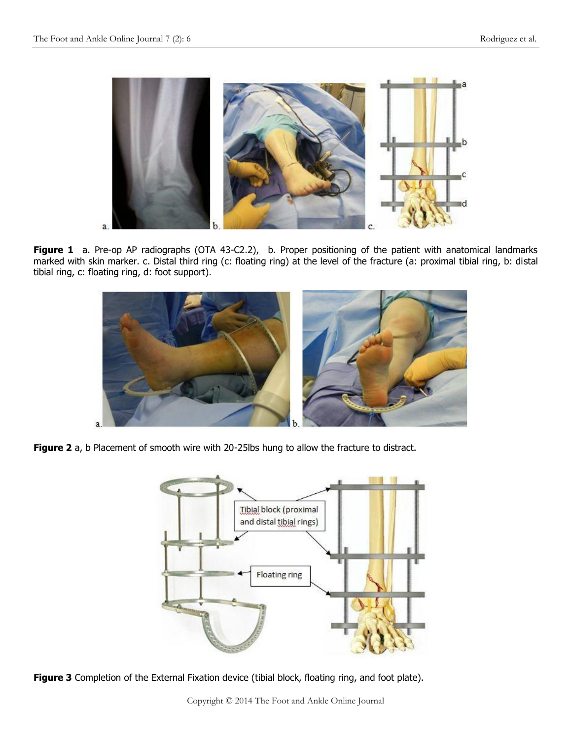**Figure 1** a. Pre-op AP radiographs (OTA 43-C2.2), b. Proper positioning of the patient with anatomical landmarks marked with skin marker. c. Distal third ring (c: floating ring) at the level of the fracture (a: proximal tibial ring, b: distal tibial ring, c: floating ring, d: foot support).

**Figure 2** a, b Placement of smooth wire with 20-25lbs hung to allow the fracture to distract.

**Figure 3** Completion of the External Fixation device (tibial block, floating ring, and foot plate).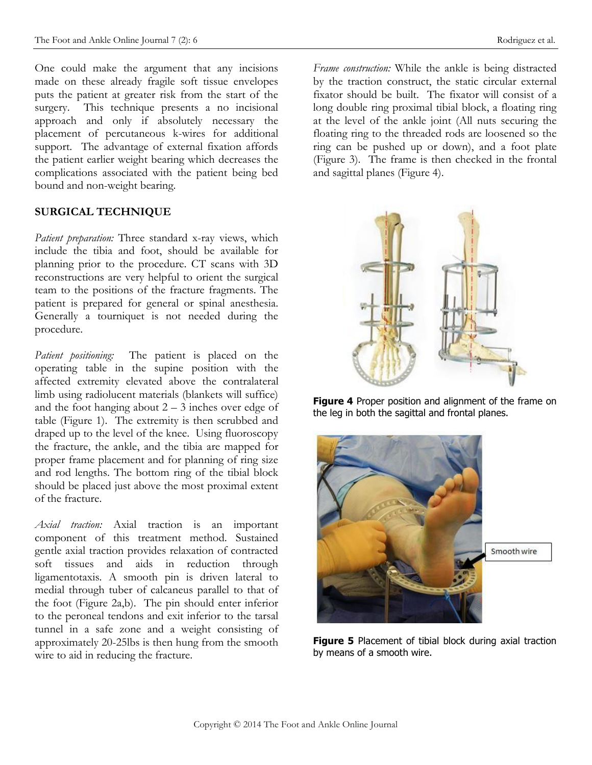One could make the argument that any incisions made on these already fragile soft tissue envelopes puts the patient at greater risk from the start of the surgery. This technique presents a no incisional approach and only if absolutely necessary the placement of percutaneous k-wires for additional support. The advantage of external fixation affords the patient earlier weight bearing which decreases the complications associated with the patient being bed bound and non-weight bearing.

## SURGICAL TECHNIQUE

*Patient preparation:* Three standard x-ray views, which include the tibia and foot, should be available for planning prior to the procedure. CT scans with 3D reconstructions are very helpful to orient the surgical team to the positions of the fracture fragments. The patient is prepared for general or spinal anesthesia. Generally a tourniquet is not needed during the procedure.

*Patient positioning:* The patient is placed on the operating table in the supine position with the affected extremity elevated above the contralateral limb using radiolucent materials (blankets will suffice) and the foot hanging about 2 – 3 inches over edge of table (Figure 1). The extremity is then scrubbed and draped up to the level of the knee. Using fluoroscopy the fracture, the ankle, and the tibia are mapped for proper frame placement and for planning of ring size and rod lengths. The bottom ring of the tibial block should be placed just above the most proximal extent of the fracture.

*Axial traction:* Axial traction is an important component of this treatment method. Sustained gentle axial traction provides relaxation of contracted soft tissues and aids in reduction through ligamentotaxis. A smooth pin is driven lateral to medial through tuber of calcaneus parallel to that of the foot (Figure 2a,b). The pin should enter inferior to the peroneal tendons and exit inferior to the tarsal tunnel in a safe zone and a weight consisting of approximately 20-25lbs is then hung from the smooth wire to aid in reducing the fracture.

*Frame construction:* While the ankle is being distracted by the traction construct, the static circular external fixator should be built. The fixator will consist of a long double ring proximal tibial block, a floating ring at the level of the ankle joint (All nuts securing the floating ring to the threaded rods are loosened so the ring can be pushed up or down), and a foot plate (Figure 3). The frame is then checked in the frontal and sagittal planes (Figure 4).

**Figure 4** Proper position and alignment of the frame on the leg in both the sagittal and frontal planes.

Smooth wire

**Figure 5** Placement of tibial block during axial traction by means of a smooth wire.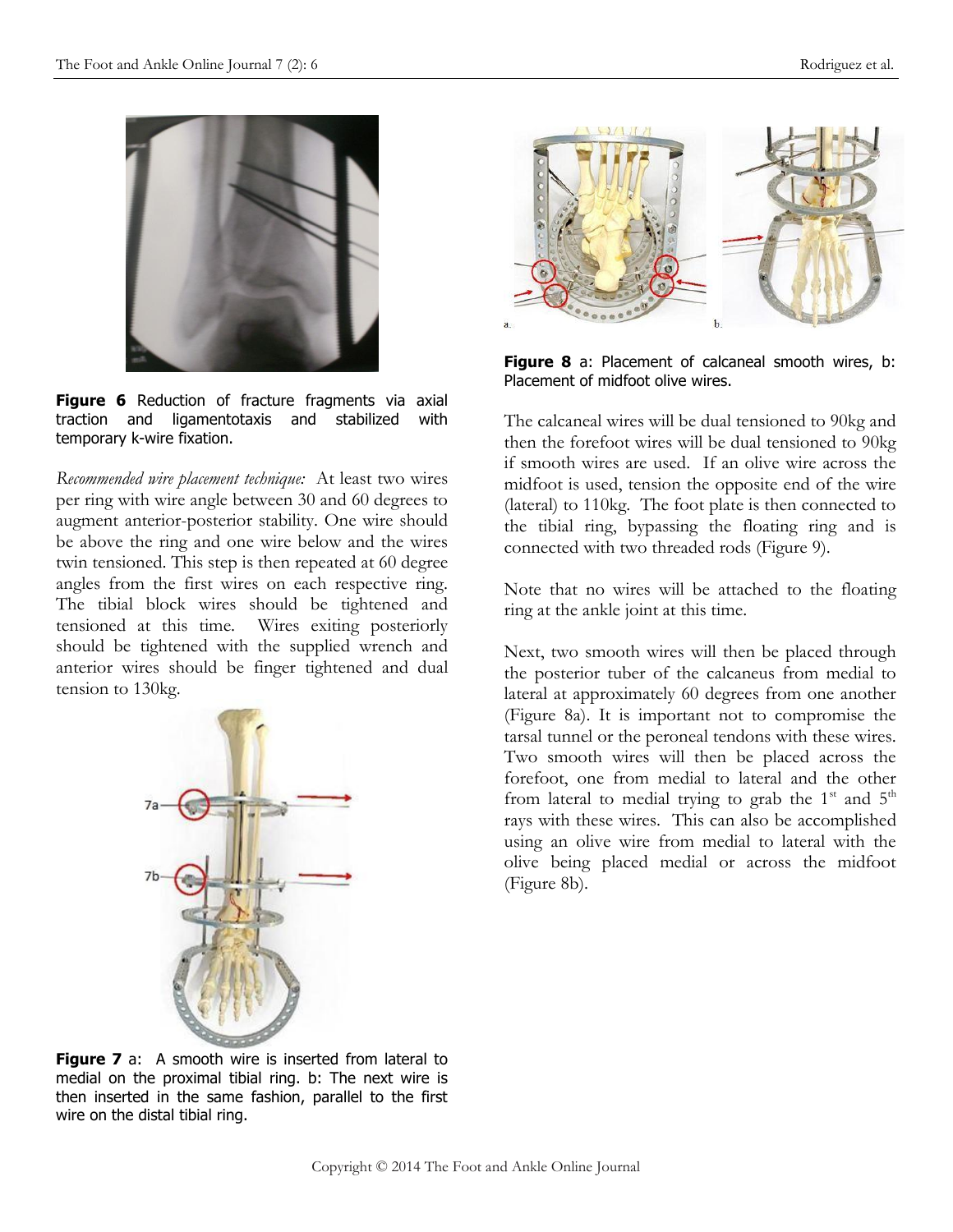**Figure 6** Reduction of fracture fragments via axial traction and ligamentotaxis and stabilized with temporary k-wire fixation.

*Recommended wire placement technique:* At least two wires per ring with wire angle between 30 and 60 degrees to augment anterior-posterior stability. One wire should be above the ring and one wire below and the wires twin tensioned. This step is then repeated at 60 degree angles from the first wires on each respective ring. The tibial block wires should be tightened and tensioned at this time. Wires exiting posteriorly should be tightened with the supplied wrench and anterior wires should be finger tightened and dual tension to 130kg.

**Figure 7** a: A smooth wire is inserted from lateral to medial on the proximal tibial ring. b: The next wire is then inserted in the same fashion, parallel to the first wire on the distal tibial ring.

**Figure 8** a: Placement of calcaneal smooth wires, b: Placement of midfoot olive wires.

The calcaneal wires will be dual tensioned to 90kg and then the forefoot wires will be dual tensioned to 90kg if smooth wires are used. If an olive wire across the midfoot is used, tension the opposite end of the wire (lateral) to 110kg. The foot plate is then connected to the tibial ring, bypassing the floating ring and is connected with two threaded rods (Figure 9).

Note that no wires will be attached to the floating ring at the ankle joint at this time.

Next, two smooth wires will then be placed through the posterior tuber of the calcaneus from medial to lateral at approximately 60 degrees from one another (Figure 8a). It is important not to compromise the tarsal tunnel or the peroneal tendons with these wires. Two smooth wires will then be placed across the forefoot, one from medial to lateral and the other from lateral to medial trying to grab the 1st and 5th rays with these wires. This can also be accomplished using an olive wire from medial to lateral with the olive being placed medial or across the midfoot (Figure 8b).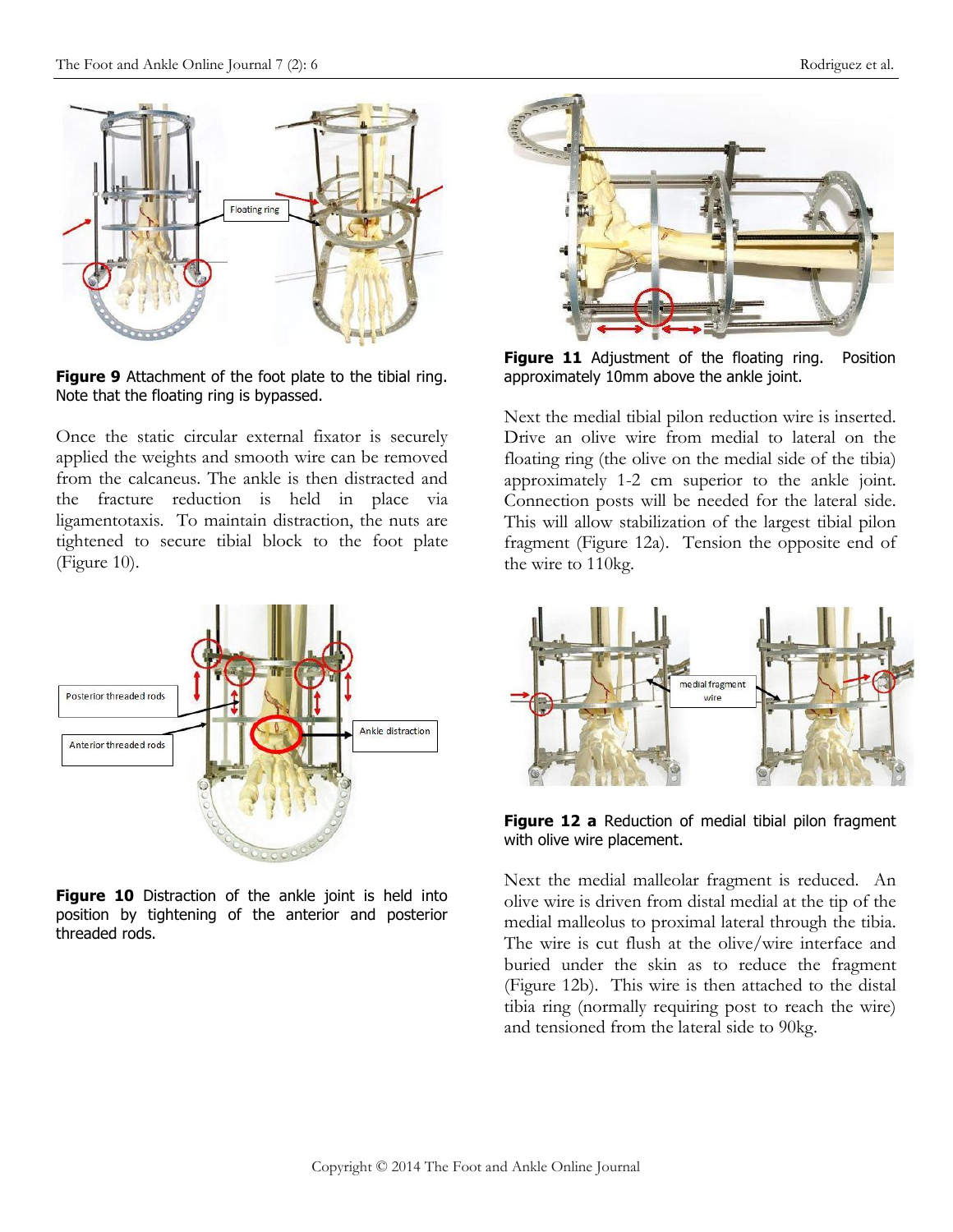**Figure 9** Attachment of the foot plate to the tibial ring. Note that the floating ring is bypassed.

Once the static circular external fixator is securely applied the weights and smooth wire can be removed from the calcaneus. The ankle is then distracted and the fracture reduction is held in place via ligamentotaxis. To maintain distraction, the nuts are tightened to secure tibial block to the foot plate (Figure 10).

**Figure 10** Distraction of the ankle joint is held into position by tightening of the anterior and posterior threaded rods.

**Figure 11** Adjustment of the floating ring. Position approximately 10mm above the ankle joint.

Next the medial tibial pilon reduction wire is inserted. Drive an olive wire from medial to lateral on the floating ring (the olive on the medial side of the tibia) approximately 1-2 cm superior to the ankle joint. Connection posts will be needed for the lateral side. This will allow stabilization of the largest tibial pilon fragment (Figure 12a). Tension the opposite end of the wire to 110kg.

**Figure 12 a** Reduction of medial tibial pilon fragment with olive wire placement.

Next the medial malleolar fragment is reduced. An olive wire is driven from distal medial at the tip of the medial malleolus to proximal lateral through the tibia. The wire is cut flush at the olive/wire interface and buried under the skin as to reduce the fragment (Figure 12b). This wire is then attached to the distal tibia ring (normally requiring post to reach the wire) and tensioned from the lateral side to 90kg.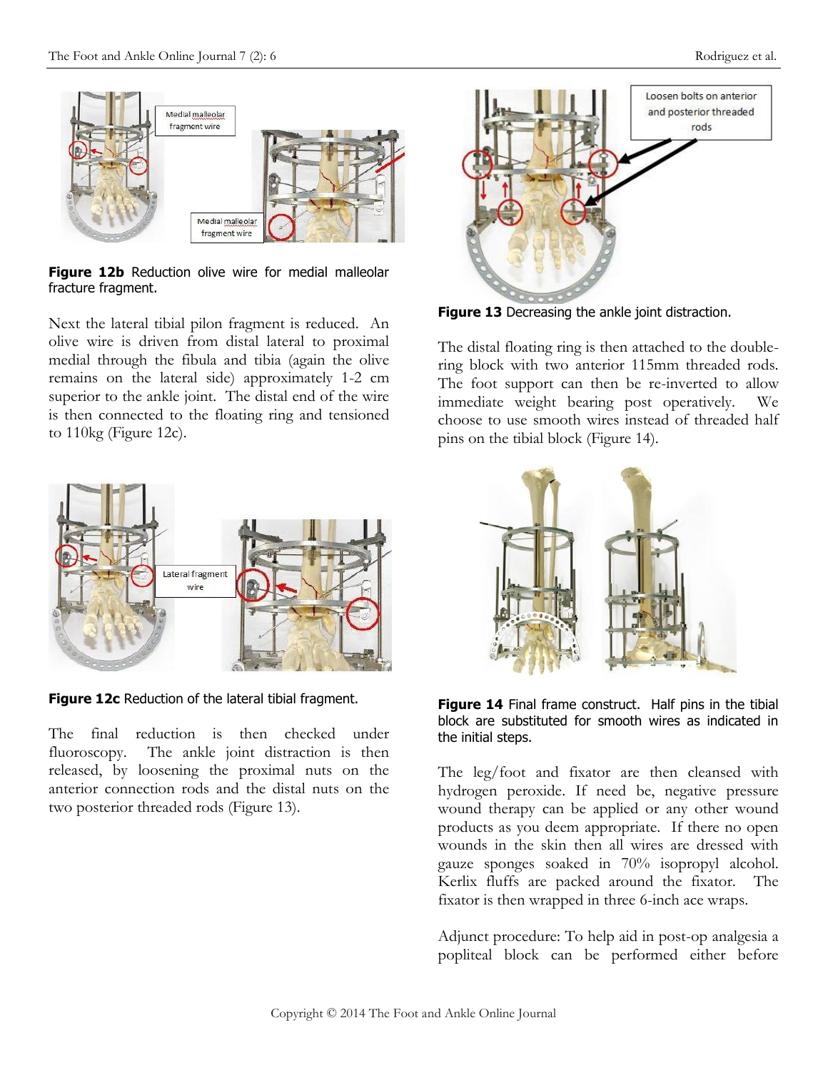**Figure 12b** Reduction olive wire for medial malleolar fracture fragment.

Next the lateral tibial pilon fragment is reduced. An olive wire is driven from distal lateral to proximal medial through the fibula and tibia (again the olive remains on the lateral side) approximately 1-2 cm superior to the ankle joint. The distal end of the wire is then connected to the floating ring and tensioned to 110kg (Figure 12c).

**Figure 12c** Reduction of the lateral tibial fragment.

The final reduction is then checked under fluoroscopy. The ankle joint distraction is then released, by loosening the proximal nuts on the anterior connection rods and the distal nuts on the two posterior threaded rods (Figure 13).

**Figure 13** Decreasing the ankle joint distraction.

The distal floating ring is then attached to the double-ring block with two anterior 115mm threaded rods. The foot support can then be re-inverted to allow immediate weight bearing post operatively. We choose to use smooth wires instead of threaded half pins on the tibial block (Figure 14).

**Figure 14** Final frame construct. Half pins in the tibial block are substituted for smooth wires as indicated in the initial steps.

The leg/foot and fixator are then cleansed with hydrogen peroxide. If need be, negative pressure wound therapy can be applied or any other wound products as you deem appropriate. If there no open wounds in the skin then all wires are dressed with gauze sponges soaked in 70% isopropyl alcohol. Kerlix fluffs are packed around the fixator. The fixator is then wrapped in three 6-inch ace wraps.

Adjunct procedure: To help aid in post-op analgesia a popliteal block can be performed either before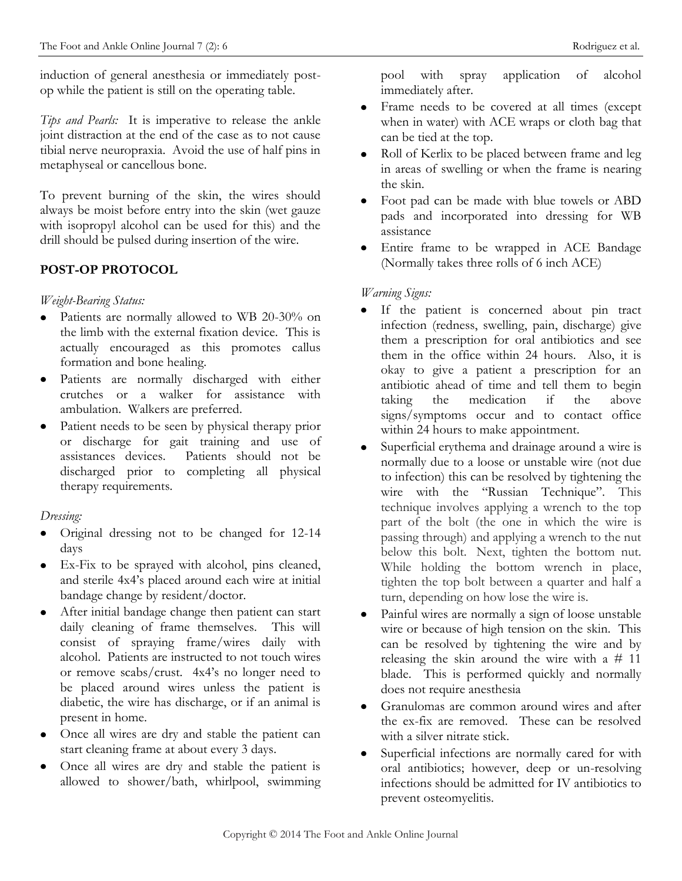induction of general anesthesia or immediately post-op while the patient is still on the operating table.

*Tips and Pearls:* It is imperative to release the ankle joint distraction at the end of the case as to not cause tibial nerve neuropraxia. Avoid the use of half pins in metaphyseal or cancellous bone.

To prevent burning of the skin, the wires should always be moist before entry into the skin (wet gauze with isopropyl alcohol can be used for this) and the drill should be pulsed during insertion of the wire.

## POST-OP PROTOCOL

*Weight-Bearing Status:*

- Patients are normally allowed to WB 20-30% on the limb with the external fixation device. This is actually encouraged as this promotes callus formation and bone healing.
- Patients are normally discharged with either crutches or a walker for assistance with ambulation. Walkers are preferred.
- Patient needs to be seen by physical therapy prior or discharge for gait training and use of assistances devices. Patients should not be discharged prior to completing all physical therapy requirements.

*Dressing:*

- Original dressing not to be changed for 12-14 days
- Ex-Fix to be sprayed with alcohol, pins cleaned, and sterile 4x4's placed around each wire at initial bandage change by resident/doctor.
- After initial bandage change then patient can start daily cleaning of frame themselves. This will consist of spraying frame/wires daily with alcohol. Patients are instructed to not touch wires or remove scabs/crust. 4x4's no longer need to be placed around wires unless the patient is diabetic, the wire has discharge, or if an animal is present in home.
- Once all wires are dry and stable the patient can start cleaning frame at about every 3 days.
- Once all wires are dry and stable the patient is allowed to shower/bath, whirlpool, swimming pool with spray application of alcohol immediately after.
- Frame needs to be covered at all times (except when in water) with ACE wraps or cloth bag that can be tied at the top.
- Roll of Kerlix to be placed between frame and leg in areas of swelling or when the frame is nearing the skin.
- Foot pad can be made with blue towels or ABD pads and incorporated into dressing for WB assistance
- Entire frame to be wrapped in ACE Bandage (Normally takes three rolls of 6 inch ACE)

*Warning Signs:*

- If the patient is concerned about pin tract infection (redness, swelling, pain, discharge) give them a prescription for oral antibiotics and see them in the office within 24 hours. Also, it is okay to give a patient a prescription for an antibiotic ahead of time and tell them to begin taking the medication if the above signs/symptoms occur and to contact office within 24 hours to make appointment.
- Superficial erythema and drainage around a wire is normally due to a loose or unstable wire (not due to infection) this can be resolved by tightening the wire with the "Russian Technique". This technique involves applying a wrench to the top part of the bolt (the one in which the wire is passing through) and applying a wrench to the nut below this bolt. Next, tighten the bottom nut. While holding the bottom wrench in place, tighten the top bolt between a quarter and half a turn, depending on how lose the wire is.
- Painful wires are normally a sign of loose unstable wire or because of high tension on the skin. This can be resolved by tightening the wire and by releasing the skin around the wire with a # 11 blade. This is performed quickly and normally does not require anesthesia
- Granulomas are common around wires and after the ex-fix are removed. These can be resolved with a silver nitrate stick.
- Superficial infections are normally cared for with oral antibiotics; however, deep or un-resolving infections should be admitted for IV antibiotics to prevent osteomyelitis.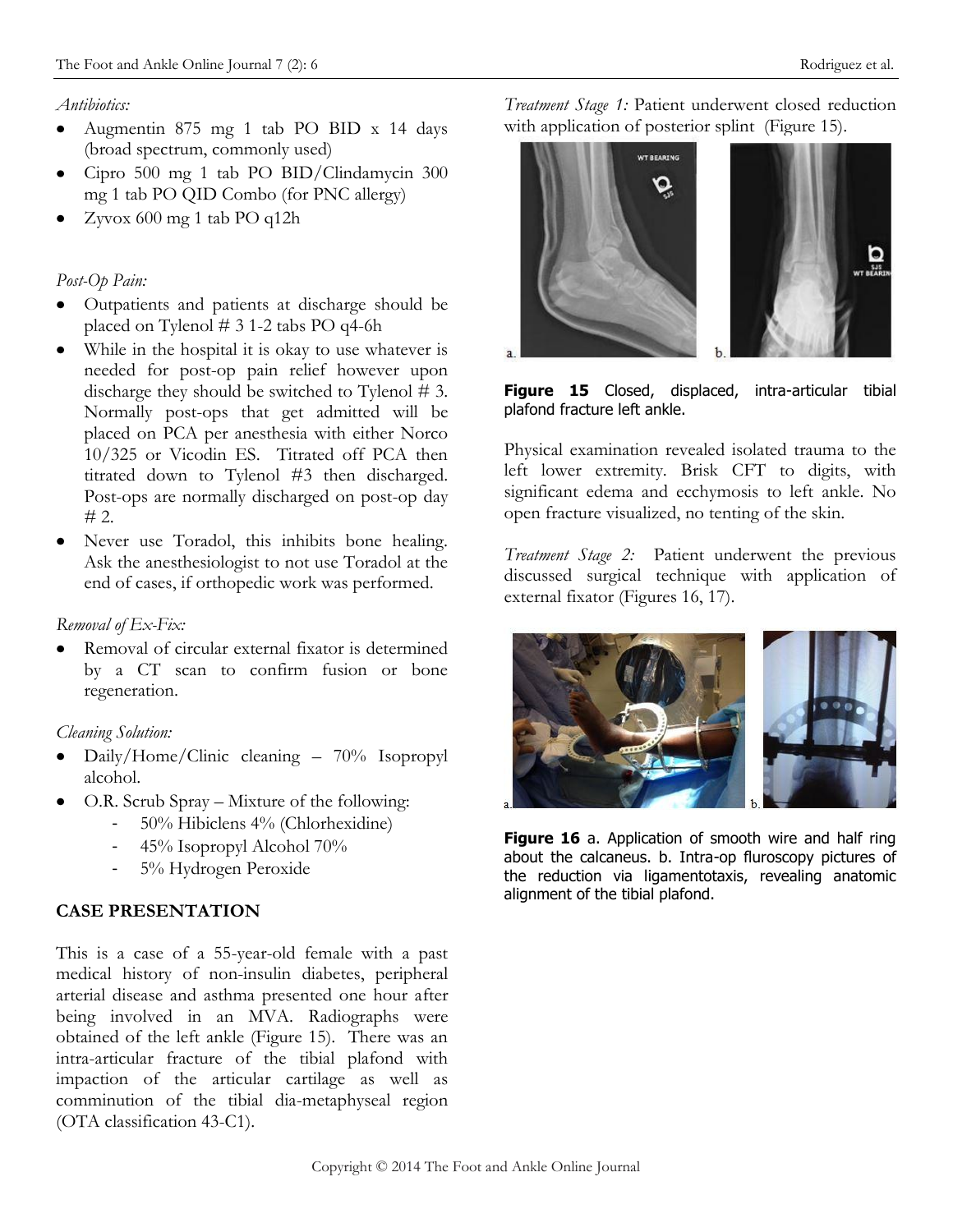*Antibiotics:*

- Augmentin 875 mg 1 tab PO BID x 14 days (broad spectrum, commonly used)
- Cipro 500 mg 1 tab PO BID/Clindamycin 300 mg 1 tab PO QID Combo (for PNC allergy)
- Zyvox 600 mg 1 tab PO q12h

*Post-Op Pain:*

- Outpatients and patients at discharge should be placed on Tylenol # 3 1-2 tabs PO q4-6h
- While in the hospital it is okay to use whatever is needed for post-op pain relief however upon discharge they should be switched to Tylenol # 3. Normally post-ops that get admitted will be placed on PCA per anesthesia with either Norco 10/325 or Vicodin ES. Titrated off PCA then titrated down to Tylenol #3 then discharged. Post-ops are normally discharged on post-op day # 2.
- Never use Toradol, this inhibits bone healing. Ask the anesthesiologist to not use Toradol at the end of cases, if orthopedic work was performed.

*Removal of Ex-Fix:*

- Removal of circular external fixator is determined by a CT scan to confirm fusion or bone regeneration.

*Cleaning Solution:*

- Daily/Home/Clinic cleaning – 70% Isopropyl alcohol.
- O.R. Scrub Spray – Mixture of the following:
  - 50% Hibiclens 4% (Chlorhexidine)
  - 45% Isopropyl Alcohol 70%
  - 5% Hydrogen Peroxide

## CASE PRESENTATION

This is a case of a 55-year-old female with a past medical history of non-insulin diabetes, peripheral arterial disease and asthma presented one hour after being involved in an MVA. Radiographs were obtained of the left ankle (Figure 15). There was an intra-articular fracture of the tibial plafond with impaction of the articular cartilage as well as comminution of the tibial dia-metaphyseal region (OTA classification 43-C1).

*Treatment Stage 1:* Patient underwent closed reduction with application of posterior splint (Figure 15).

**Figure 15** Closed, displaced, intra-articular tibial plafond fracture left ankle.

Physical examination revealed isolated trauma to the left lower extremity. Brisk CFT to digits, with significant edema and ecchymosis to left ankle. No open fracture visualized, no tenting of the skin.

*Treatment Stage 2:* Patient underwent the previous discussed surgical technique with application of external fixator (Figures 16, 17).

**Figure 16** a. Application of smooth wire and half ring about the calcaneus. b. Intra-op fluroscopy pictures of the reduction via ligamentotaxis, revealing anatomic alignment of the tibial plafond.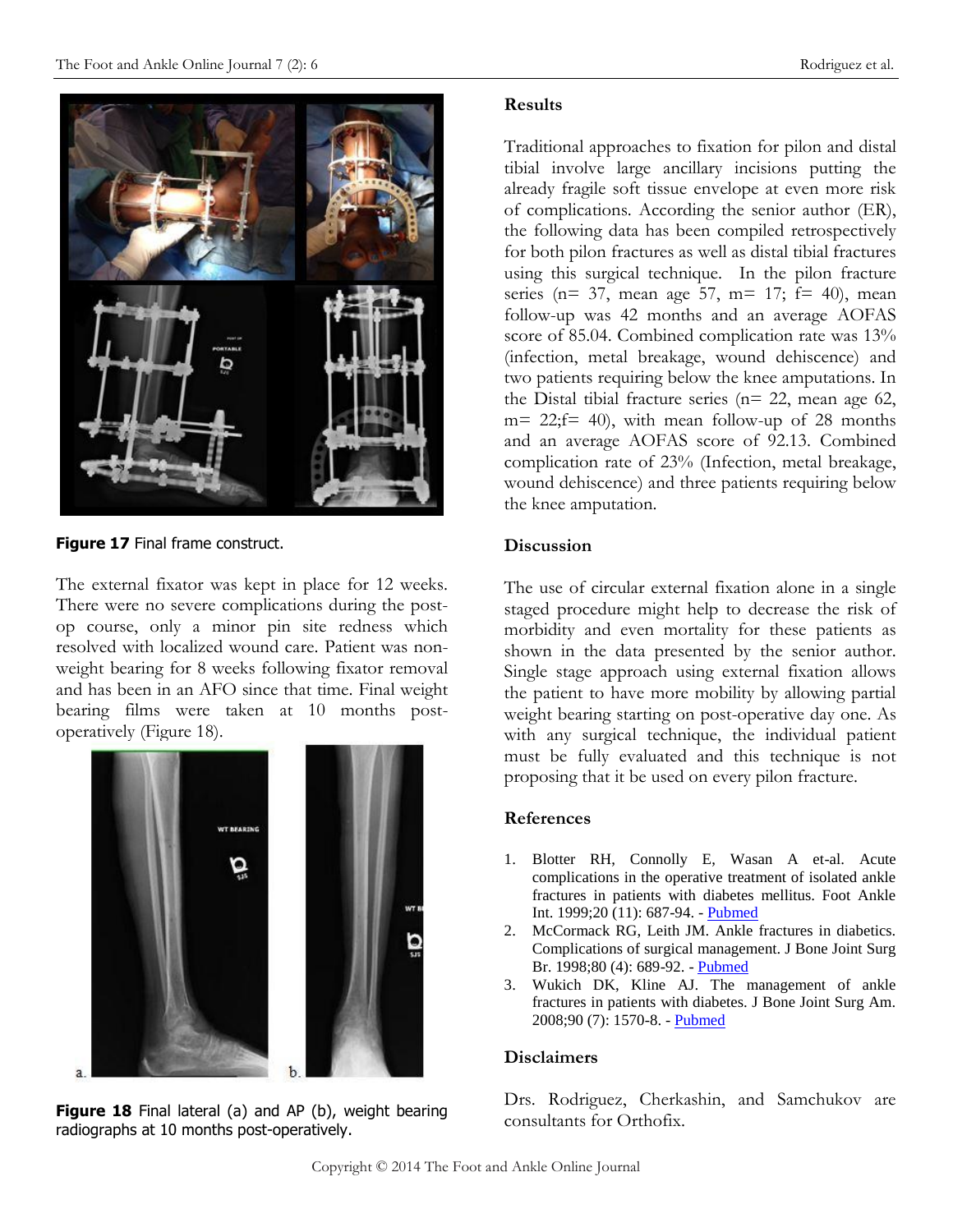Figure 17 Final frame construct.

The external fixator was kept in place for 12 weeks. There were no severe complications during the post-op course, only a minor pin site redness which resolved with localized wound care. Patient was non-weight bearing for 8 weeks following fixator removal and has been in an AFO since that time. Final weight bearing films were taken at 10 months post-operatively (Figure 18).

Figure 18 Final lateral (a) and AP (b), weight bearing radiographs at 10 months post-operatively.

## Results

Traditional approaches to fixation for pilon and distal tibial involve large ancillary incisions putting the already fragile soft tissue envelope at even more risk of complications. According the senior author (ER), the following data has been compiled retrospectively for both pilon fractures as well as distal tibial fractures using this surgical technique. In the pilon fracture series (n= 37, mean age 57, m= 17; f= 40), mean follow-up was 42 months and an average AOFAS score of 85.04. Combined complication rate was 13% (infection, metal breakage, wound dehiscence) and two patients requiring below the knee amputations. In the Distal tibial fracture series (n= 22, mean age 62, m= 22;f= 40), with mean follow-up of 28 months and an average AOFAS score of 92.13. Combined complication rate of 23% (Infection, metal breakage, wound dehiscence) and three patients requiring below the knee amputation.

## Discussion

The use of circular external fixation alone in a single staged procedure might help to decrease the risk of morbidity and even mortality for these patients as shown in the data presented by the senior author. Single stage approach using external fixation allows the patient to have more mobility by allowing partial weight bearing starting on post-operative day one. As with any surgical technique, the individual patient must be fully evaluated and this technique is not proposing that it be used on every pilon fracture.

## References

1. Blotter RH, Connolly E, Wasan A et-al. Acute complications in the operative treatment of isolated ankle fractures in patients with diabetes mellitus. Foot Ankle Int. 1999;20 (11): 687-94. - Pubmed
2. McCormack RG, Leith JM. Ankle fractures in diabetics. Complications of surgical management. J Bone Joint Surg Br. 1998;80 (4): 689-92. - Pubmed
3. Wukich DK, Kline AJ. The management of ankle fractures in patients with diabetes. J Bone Joint Surg Am. 2008;90 (7): 1570-8. - Pubmed

## Disclaimers

Drs. Rodriguez, Cherkashin, and Samchukov are consultants for Orthofix.